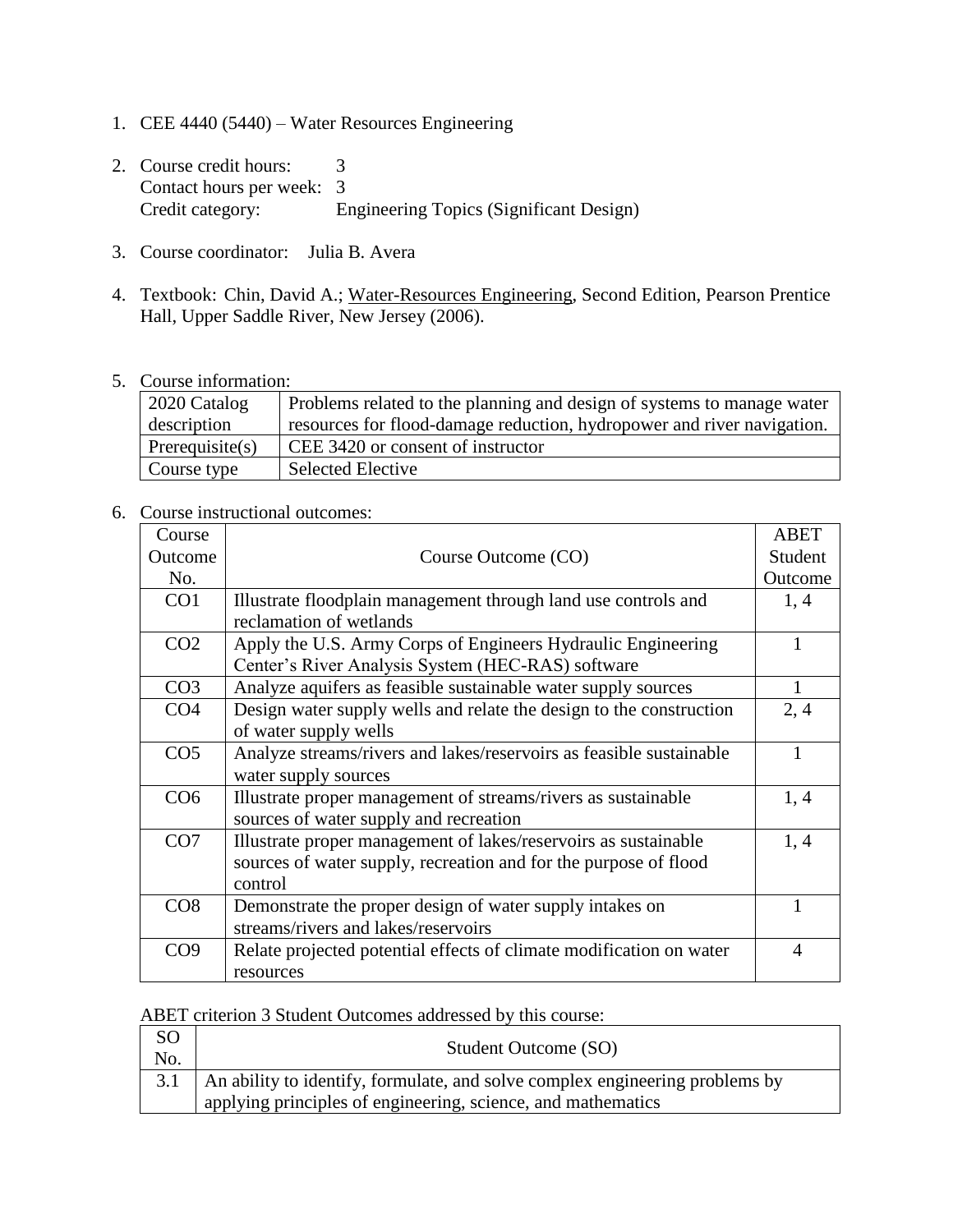1. CEE 4440 (5440) – Water Resources Engineering

2. Course credit hours: 3
   Contact hours per week: 3
   Credit category: Engineering Topics (Significant Design)

3. Course coordinator: Julia B. Avera

4. Textbook: Chin, David A.; Water-Resources Engineering, Second Edition, Pearson Prentice Hall, Upper Saddle River, New Jersey (2006).

5. Course information:

| 2020 Catalog description | Problems related to the planning and design of systems to manage water resources for flood-damage reduction, hydropower and river navigation. |
|---|---|
| Prerequisite(s) | CEE 3420 or consent of instructor |
| Course type | Selected Elective |

6. Course instructional outcomes:

| Course Outcome No. | Course Outcome (CO) | ABET Student Outcome |
|---|---|---|
| CO1 | Illustrate floodplain management through land use controls and reclamation of wetlands | 1, 4 |
| CO2 | Apply the U.S. Army Corps of Engineers Hydraulic Engineering Center's River Analysis System (HEC-RAS) software | 1 |
| CO3 | Analyze aquifers as feasible sustainable water supply sources | 1 |
| CO4 | Design water supply wells and relate the design to the construction of water supply wells | 2, 4 |
| CO5 | Analyze streams/rivers and lakes/reservoirs as feasible sustainable water supply sources | 1 |
| CO6 | Illustrate proper management of streams/rivers as sustainable sources of water supply and recreation | 1, 4 |
| CO7 | Illustrate proper management of lakes/reservoirs as sustainable sources of water supply, recreation and for the purpose of flood control | 1, 4 |
| CO8 | Demonstrate the proper design of water supply intakes on streams/rivers and lakes/reservoirs | 1 |
| CO9 | Relate projected potential effects of climate modification on water resources | 4 |

ABET criterion 3 Student Outcomes addressed by this course:

| SO No. | Student Outcome (SO) |
|---|---|
| 3.1 | An ability to identify, formulate, and solve complex engineering problems by applying principles of engineering, science, and mathematics |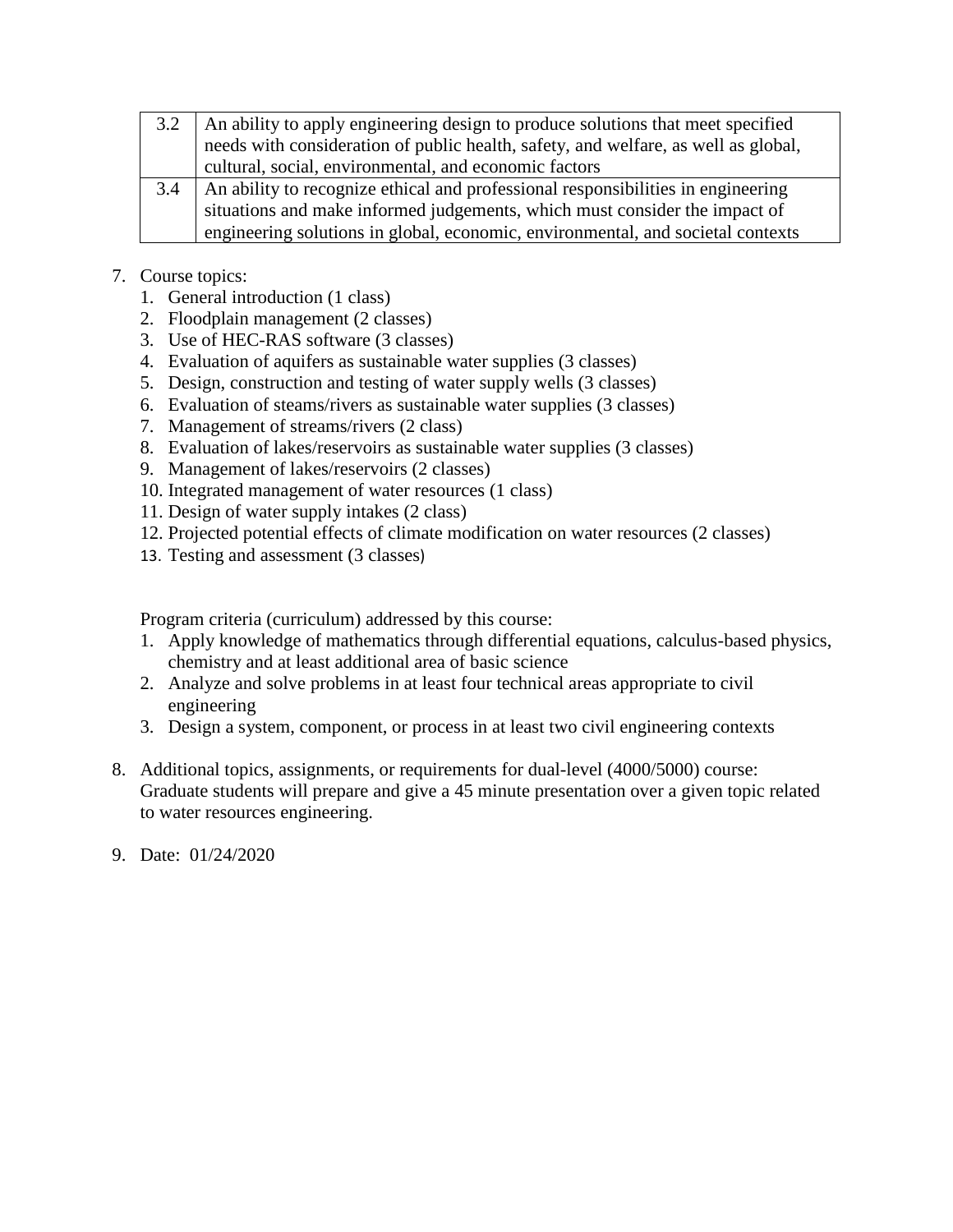| | |
|---|---|
| 3.2 | An ability to apply engineering design to produce solutions that meet specified needs with consideration of public health, safety, and welfare, as well as global, cultural, social, environmental, and economic factors |
| 3.4 | An ability to recognize ethical and professional responsibilities in engineering situations and make informed judgements, which must consider the impact of engineering solutions in global, economic, environmental, and societal contexts |

7. Course topics:
    1. General introduction (1 class)
    2. Floodplain management (2 classes)
    3. Use of HEC-RAS software (3 classes)
    4. Evaluation of aquifers as sustainable water supplies (3 classes)
    5. Design, construction and testing of water supply wells (3 classes)
    6. Evaluation of steams/rivers as sustainable water supplies (3 classes)
    7. Management of streams/rivers (2 class)
    8. Evaluation of lakes/reservoirs as sustainable water supplies (3 classes)
    9. Management of lakes/reservoirs (2 classes)
    10. Integrated management of water resources (1 class)
    11. Design of water supply intakes (2 class)
    12. Projected potential effects of climate modification on water resources (2 classes)
    13. Testing and assessment (3 classes)

    Program criteria (curriculum) addressed by this course:
    1. Apply knowledge of mathematics through differential equations, calculus-based physics, chemistry and at least additional area of basic science
    2. Analyze and solve problems in at least four technical areas appropriate to civil engineering
    3. Design a system, component, or process in at least two civil engineering contexts

8. Additional topics, assignments, or requirements for dual-level (4000/5000) course: Graduate students will prepare and give a 45 minute presentation over a given topic related to water resources engineering.

9. Date: 01/24/2020